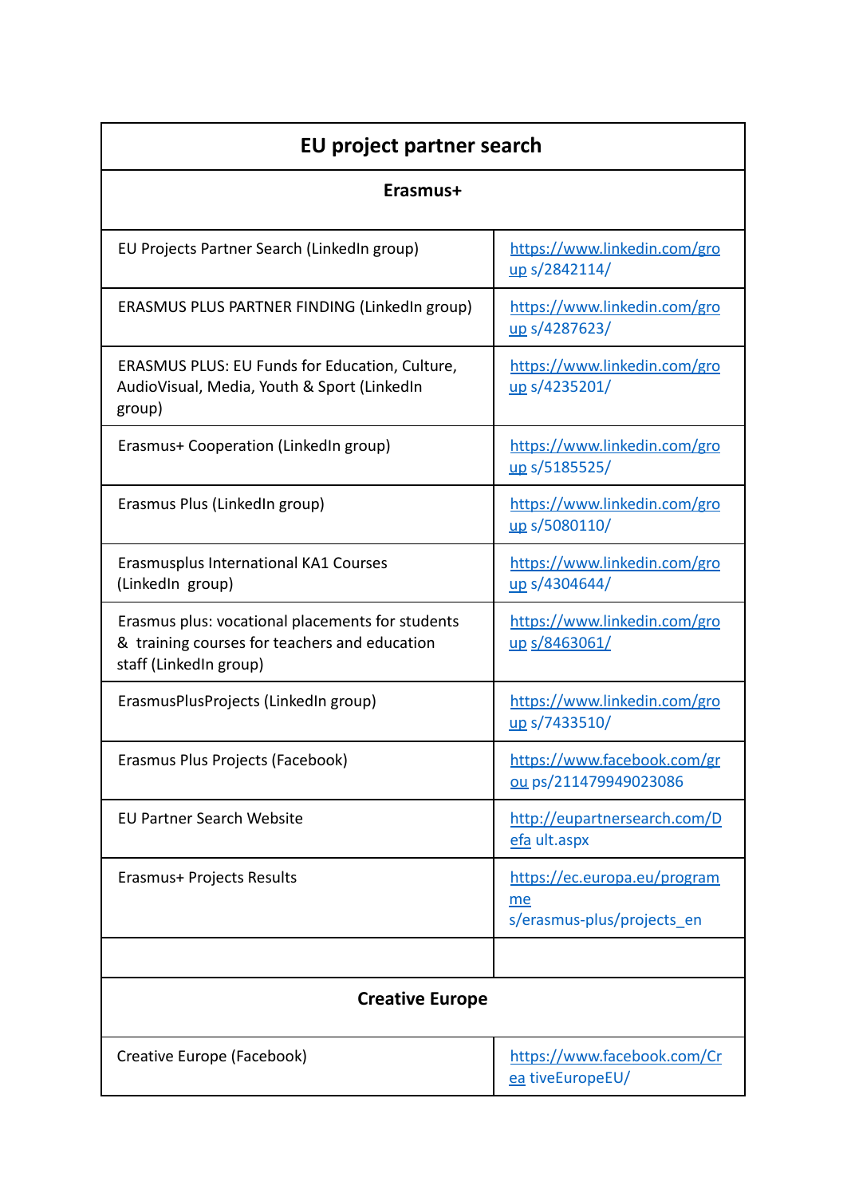| EU project partner search | |
|---|---|
| **Erasmus+** | |
| EU Projects Partner Search (LinkedIn group) | https://www.linkedin.com/groups/2842114/ |
| ERASMUS PLUS PARTNER FINDING (LinkedIn group) | https://www.linkedin.com/groups/4287623/ |
| ERASMUS PLUS: EU Funds for Education, Culture, AudioVisual, Media, Youth & Sport (LinkedIn group) | https://www.linkedin.com/groups/4235201/ |
| Erasmus+ Cooperation (LinkedIn group) | https://www.linkedin.com/groups/5185525/ |
| Erasmus Plus (LinkedIn group) | https://www.linkedin.com/groups/5080110/ |
| Erasmusplus International KA1 Courses (LinkedIn group) | https://www.linkedin.com/groups/4304644/ |
| Erasmus plus: vocational placements for students & training courses for teachers and education staff (LinkedIn group) | https://www.linkedin.com/groups/8463061/ |
| ErasmusPlusProjects (LinkedIn group) | https://www.linkedin.com/groups/7433510/ |
| Erasmus Plus Projects (Facebook) | https://www.facebook.com/groups/211479949023086 |
| EU Partner Search Website | http://eupartnersearch.com/Default.aspx |
| Erasmus+ Projects Results | https://ec.europa.eu/programmes/erasmus-plus/projects_en |
| | |
| **Creative Europe** | |
| Creative Europe (Facebook) | https://www.facebook.com/CreativeEuropeEU/ |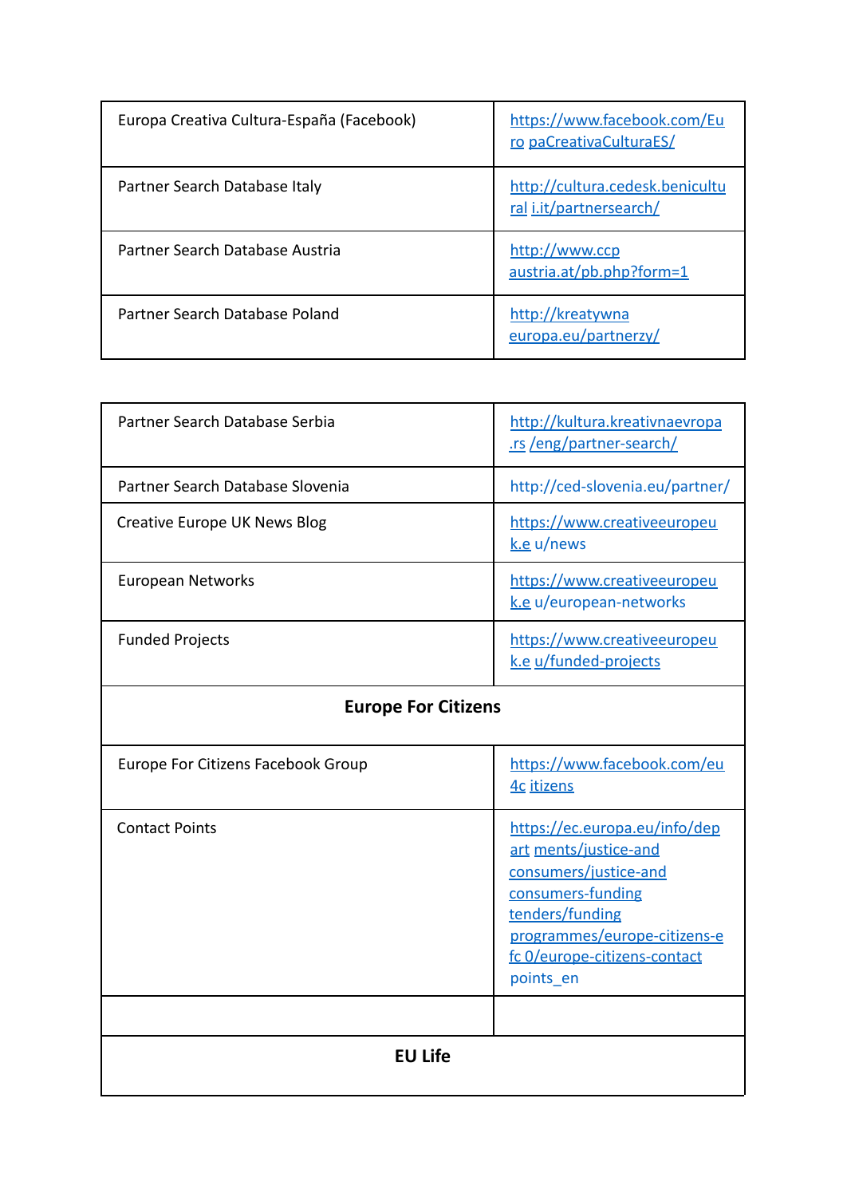| | |
|---|---|
| Europa Creativa Cultura-España (Facebook) | https://www.facebook.com/Euro paCreativaCulturaES/ |
| Partner Search Database Italy | http://cultura.cedesk.beniculturali.it/partnersearch/ |
| Partner Search Database Austria | http://www.ccp austria.at/pb.php?form=1 |
| Partner Search Database Poland | http://kreatywna europa.eu/partnerzy/ |

| | |
|---|---|
| Partner Search Database Serbia | http://kultura.kreativnaevropa.rs /eng/partner-search/ |
| Partner Search Database Slovenia | http://ced-slovenia.eu/partner/ |
| Creative Europe UK News Blog | https://www.creativeeuropeuk.e u/news |
| European Networks | https://www.creativeeuropeuk.e u/european-networks |
| Funded Projects | https://www.creativeeuropeuk.e u/funded-projects |
| **Europe For Citizens** | |
| Europe For Citizens Facebook Group | https://www.facebook.com/eu4c itizens |
| Contact Points | https://ec.europa.eu/info/depart ments/justice-and consumers/justice-and consumers-funding tenders/funding programmes/europe-citizens-efc 0/europe-citizens-contact points_en |
| | |
| **EU Life** | |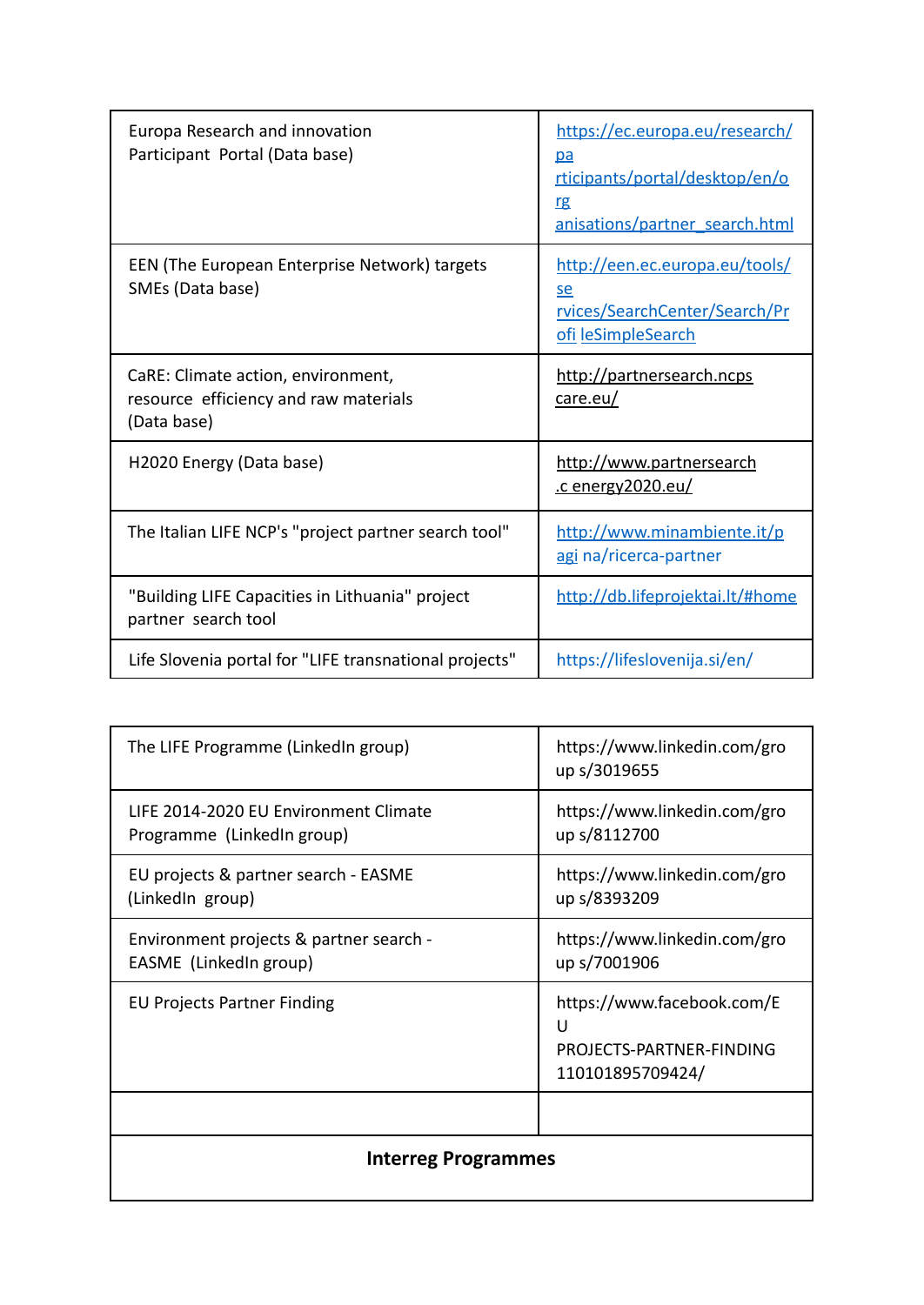| | |
|---|---|
| Europa Research and innovation Participant Portal (Data base) | https://ec.europa.eu/research/pa rticipants/portal/desktop/en/org anisations/partner_search.html |
| EEN (The European Enterprise Network) targets SMEs (Data base) | http://een.ec.europa.eu/tools/se rvices/SearchCenter/Search/Profi leSimpleSearch |
| CaRE: Climate action, environment, resource efficiency and raw materials (Data base) | http://partnersearch.ncps care.eu/ |
| H2020 Energy (Data base) | http://www.partnersearch .c energy2020.eu/ |
| The Italian LIFE NCP's "project partner search tool" | http://www.minambiente.it/pagi na/ricerca-partner |
| "Building LIFE Capacities in Lithuania" project partner search tool | http://db.lifeprojektai.lt/#home |
| Life Slovenia portal for "LIFE transnational projects" | https://lifeslovenija.si/en/ |

| | |
|---|---|
| The LIFE Programme (LinkedIn group) | https://www.linkedin.com/gro up s/3019655 |
| LIFE 2014-2020 EU Environment Climate Programme (LinkedIn group) | https://www.linkedin.com/gro up s/8112700 |
| EU projects & partner search - EASME (LinkedIn group) | https://www.linkedin.com/gro up s/8393209 |
| Environment projects & partner search - EASME (LinkedIn group) | https://www.linkedin.com/gro up s/7001906 |
| EU Projects Partner Finding | https://www.facebook.com/E U PROJECTS-PARTNER-FINDING 110101895709424/ |
| | |
| **Interreg Programmes** | |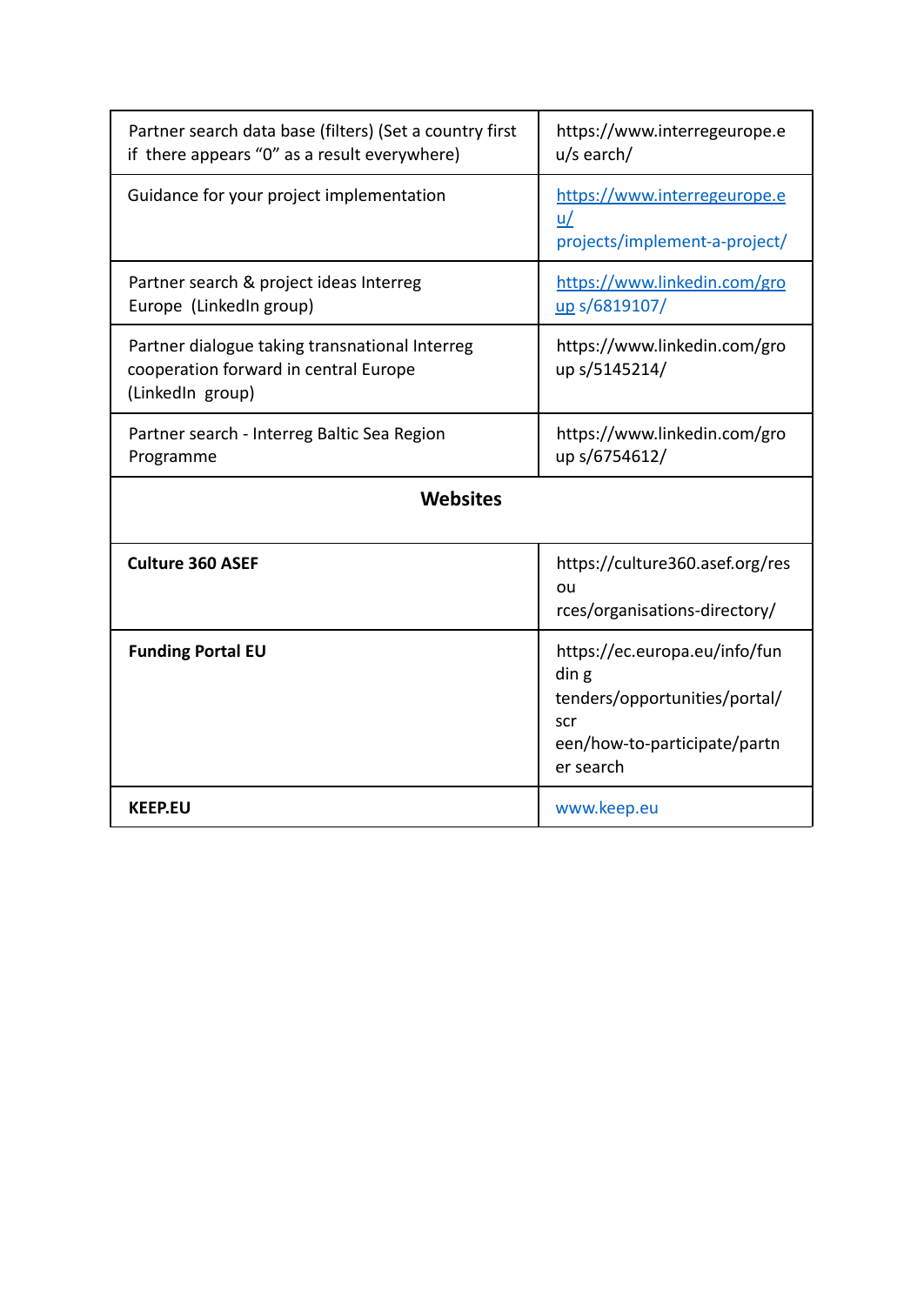| | |
|---|---|
| Partner search data base (filters) (Set a country first if there appears “0” as a result everywhere) | https://www.interregeurope.eu/search/ |
| Guidance for your project implementation | https://www.interregeurope.eu/projects/implement-a-project/ |
| Partner search & project ideas Interreg Europe (LinkedIn group) | https://www.linkedin.com/groups/6819107/ |
| Partner dialogue taking transnational Interreg cooperation forward in central Europe (LinkedIn group) | https://www.linkedin.com/groups/5145214/ |
| Partner search - Interreg Baltic Sea Region Programme | https://www.linkedin.com/groups/6754612/ |
| **Websites** | |
| **Culture 360 ASEF** | https://culture360.asef.org/resources/organisations-directory/ |
| **Funding Portal EU** | https://ec.europa.eu/info/funding tenders/opportunities/portal/screen/how-to-participate/partner search |
| **KEEP.EU** | www.keep.eu |